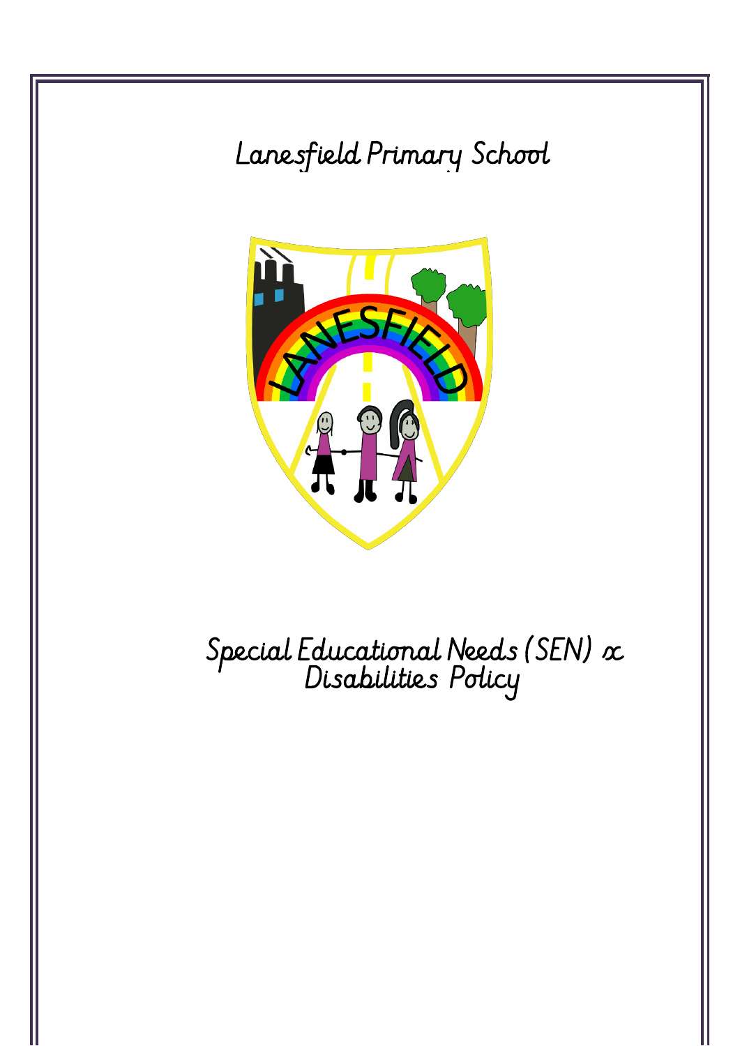# Lanesfield Primary School

# Special Educational Needs (SEN) & Disabilities Policy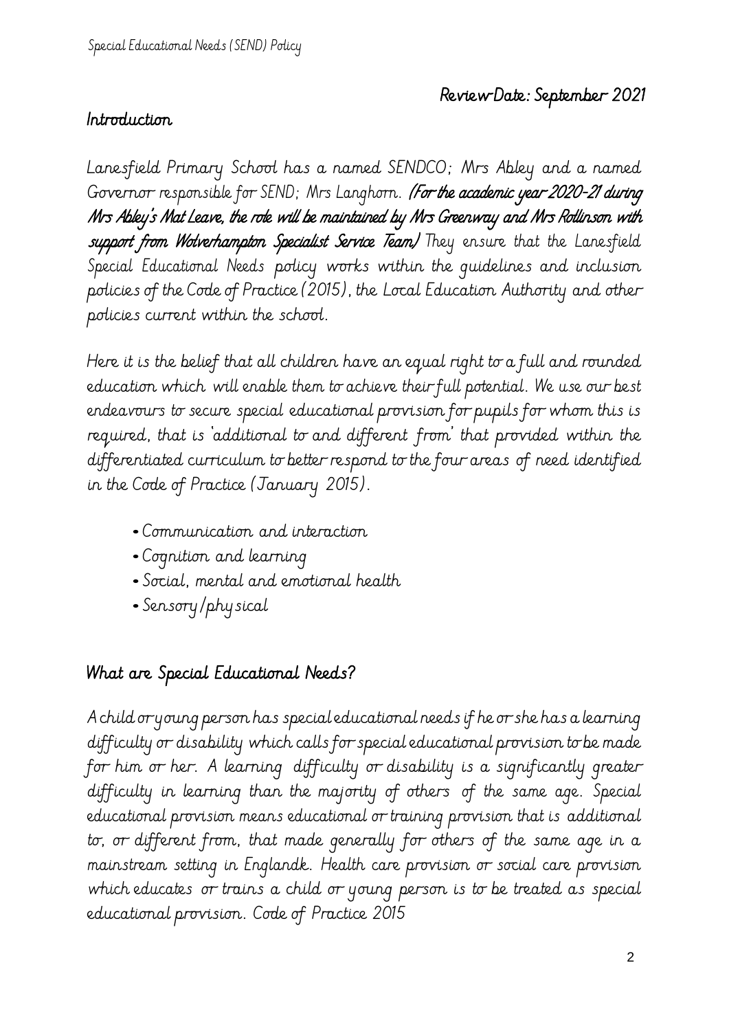Review Date: September 2021

## Introduction

Lanesfield Primary School has a named SENDCO; Mrs Abley and a named Governor responsible for SEND; Mrs Langhorn. **(For the academic year 2020-21 during Mrs Abley's Mat Leave, the role will be maintained by Mrs Greenway and Mrs Rollinson with support from Wolverhampton Specialist Service Team)** They ensure that the Lanesfield Special Educational Needs policy works within the guidelines and inclusion policies of the Code of Practice (2015), the Local Education Authority and other policies current within the school.

Here it is the belief that all children have an equal right to a full and rounded education which will enable them to achieve their full potential. We use our best endeavours to secure special educational provision for pupils for whom this is required, that is 'additional to and different from' that provided within the differentiated curriculum to better respond to the four areas of need identified in the Code of Practice (January 2015).

- Communication and interaction
- Cognition and learning
- Social, mental and emotional health
- Sensory/physical

## What are Special Educational Needs?

A child or young person has special educational needs if he or she has a learning difficulty or disability which calls for special educational provision to be made for him or her. A learning difficulty or disability is a significantly greater difficulty in learning than the majority of others of the same age. Special educational provision means educational or training provision that is additional to, or different from, that made generally for others of the same age in a mainstream setting in Englandk. Health care provision or social care provision which educates or trains a child or young person is to be treated as special educational provision. Code of Practice 2015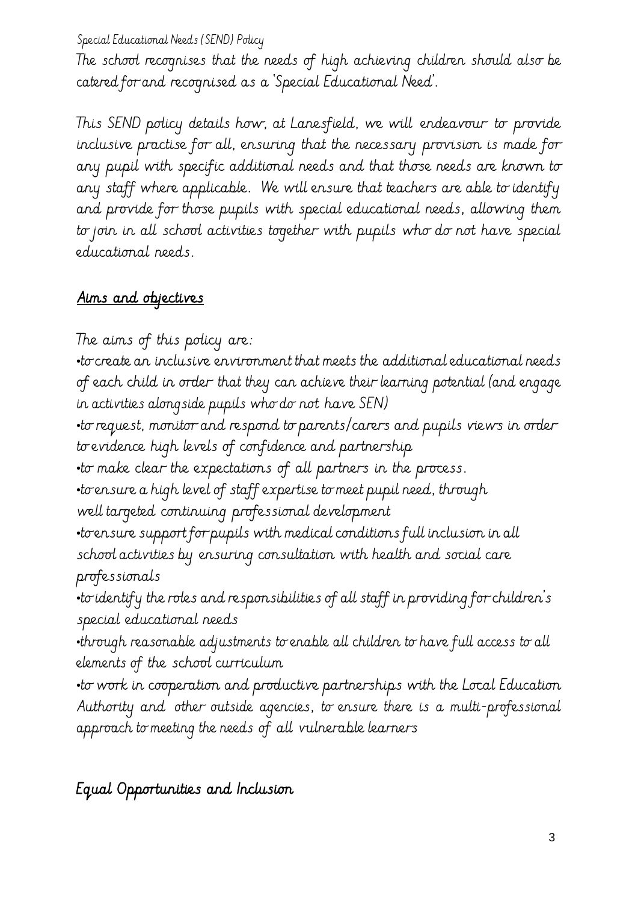The school recognises that the needs of high achieving children should also be catered for and recognised as a 'Special Educational Need'.

This SEND policy details how, at Lanesfield, we will endeavour to provide inclusive practise for all, ensuring that the necessary provision is made for any pupil with specific additional needs and that those needs are known to any staff where applicable. We will ensure that teachers are able to identify and provide for those pupils with special educational needs, allowing them to join in all school activities together with pupils who do not have special educational needs.

## Aims and objectives

The aims of this policy are:

- to create an inclusive environment that meets the additional educational needs of each child in order that they can achieve their learning potential (and engage in activities alongside pupils who do not have SEN)
- to request, monitor and respond to parents/carers and pupils views in order to evidence high levels of confidence and partnership
- to make clear the expectations of all partners in the process.
- to ensure a high level of staff expertise to meet pupil need, through well targeted continuing professional development
- to ensure support for pupils with medical conditions full inclusion in all school activities by ensuring consultation with health and social care professionals
- to identify the roles and responsibilities of all staff in providing for children's special educational needs
- through reasonable adjustments to enable all children to have full access to all elements of the school curriculum
- to work in cooperation and productive partnerships with the Local Education Authority and other outside agencies, to ensure there is a multi-professional approach to meeting the needs of all vulnerable learners

## Equal Opportunities and Inclusion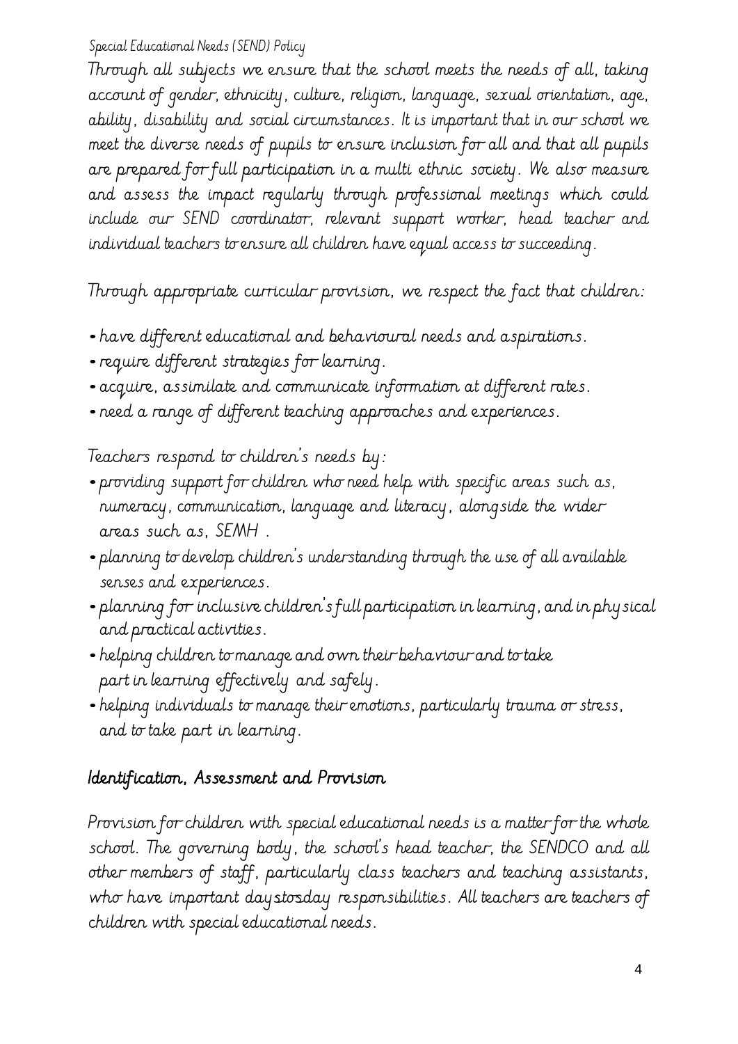Through all subjects we ensure that the school meets the needs of all, taking account of gender, ethnicity, culture, religion, language, sexual orientation, age, ability, disability and social circumstances. It is important that in our school we meet the diverse needs of pupils to ensure inclusion for all and that all pupils are prepared for full participation in a multi ethnic society. We also measure and assess the impact regularly through professional meetings which could include our SEND coordinator, relevant support worker, head teacher and individual teachers to ensure all children have equal access to succeeding.

Through appropriate curricular provision, we respect the fact that children:

- have different educational and behavioural needs and aspirations.
- require different strategies for learning.
- acquire, assimilate and communicate information at different rates.
- need a range of different teaching approaches and experiences.

Teachers respond to children's needs by:

- providing support for children who need help with specific areas such as, numeracy, communication, language and literacy, alongside the wider areas such as, SEMH .
- planning to develop children's understanding through the use of all available senses and experiences.
- planning for inclusive children's full participation in learning, and in physical and practical activities.
- helping children to manage and own their behaviour and to take part in learning effectively and safely.
- helping individuals to manage their emotions, particularly trauma or stress, and to take part in learning.

## Identification, Assessment and Provision

Provision for children with special educational needs is a matter for the whole school. The governing body, the school's head teacher, the SENDCO and all other members of staff, particularly class teachers and teaching assistants, who have important days-to-day responsibilities. All teachers are teachers of children with special educational needs.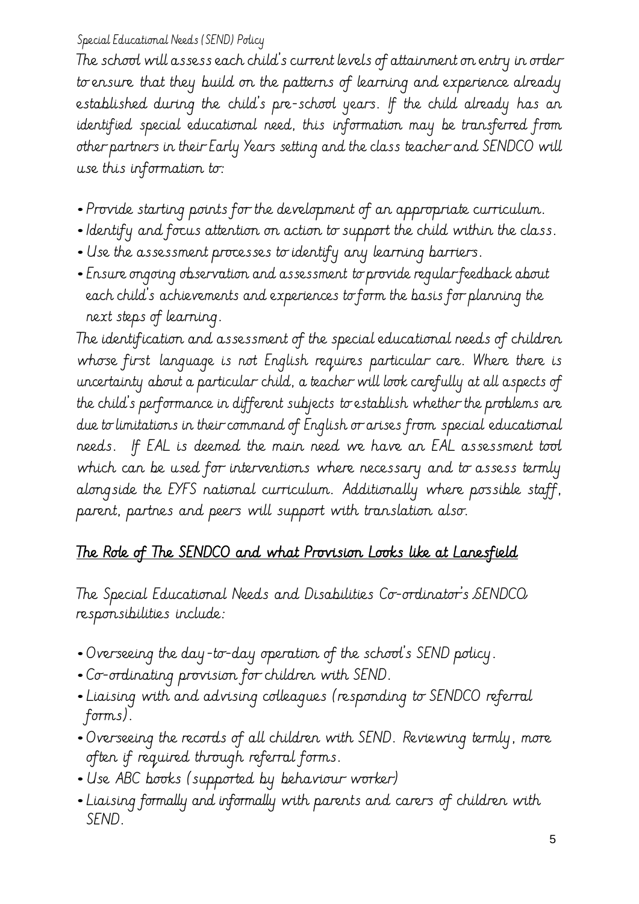The school will assess each child's current levels of attainment on entry in order to ensure that they build on the patterns of learning and experience already established during the child's pre-school years. If the child already has an identified special educational need, this information may be transferred from other partners in their Early Years setting and the class teacher and SENDCO will use this information to:

- Provide starting points for the development of an appropriate curriculum.
- Identify and focus attention on action to support the child within the class.
- Use the assessment processes to identify any learning barriers.
- Ensure ongoing observation and assessment to provide regular feedback about each child's achievements and experiences to form the basis for planning the next steps of learning.

The identification and assessment of the special educational needs of children whose first language is not English requires particular care. Where there is uncertainty about a particular child, a teacher will look carefully at all aspects of the child's performance in different subjects to establish whether the problems are due to limitations in their command of English or arises from special educational needs. If EAL is deemed the main need we have an EAL assessment tool which can be used for interventions where necessary and to assess termly alongside the EYFS national curriculum. Additionally where possible staff, parent, partnes and peers will support with translation also.

## The Role of The SENDCO and what Provision Looks like at Lanesfield

The Special Educational Needs and Disabilities Co-ordinator's SENDCO responsibilities include:

- Overseeing the day-to-day operation of the school's SEND policy.
- Co-ordinating provision for children with SEND.
- Liaising with and advising colleagues (responding to SENDCO referral forms).
- Overseeing the records of all children with SEND. Reviewing termly, more often if required through referral forms.
- Use ABC books (supported by behaviour worker)
- Liaising formally and informally with parents and carers of children with SEND.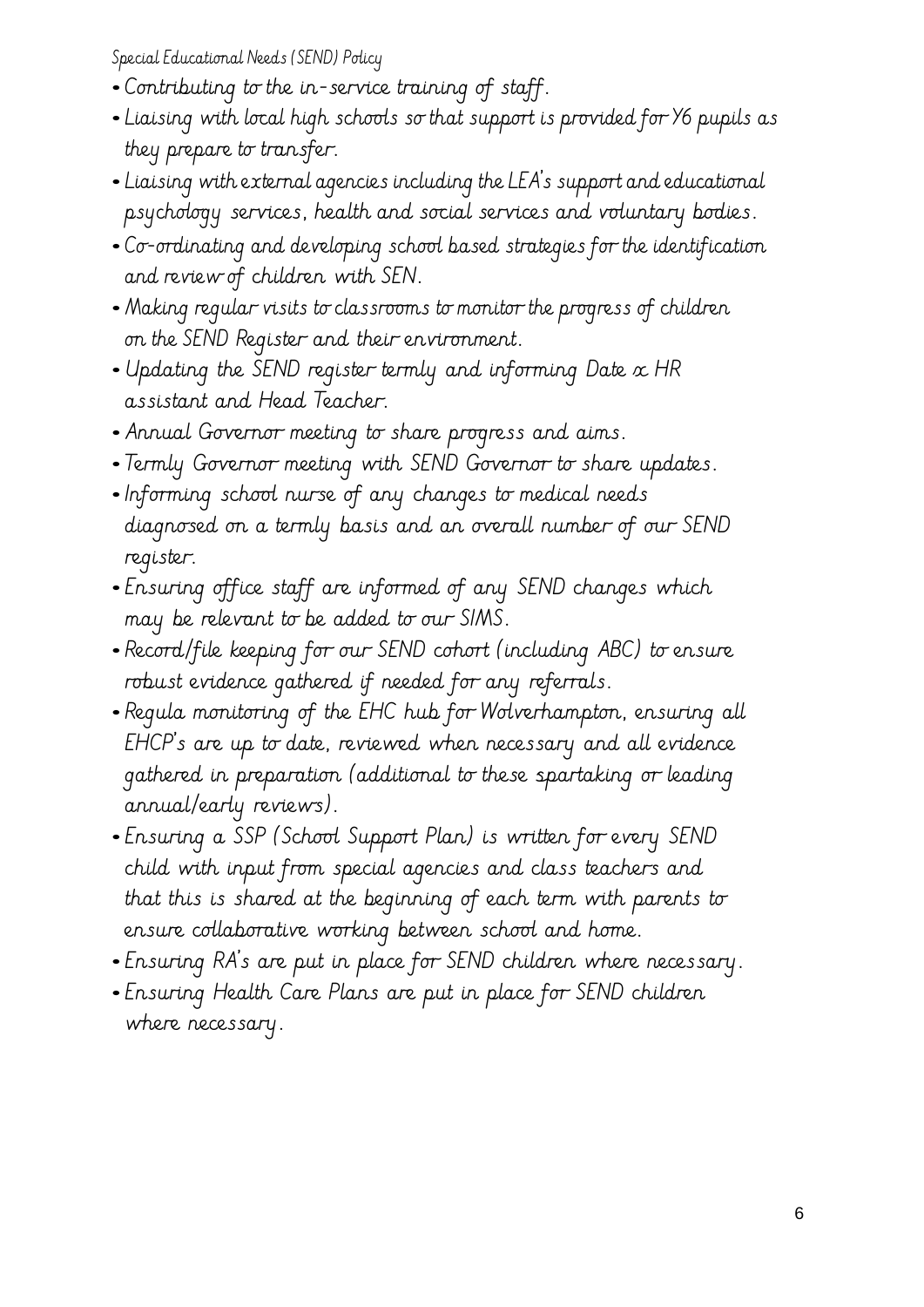- Contributing to the in-service training of staff.
- Liaising with local high schools so that support is provided for Y6 pupils as they prepare to transfer.
- Liaising with external agencies including the LEA's support and educational psychology services, health and social services and voluntary bodies.
- Co-ordinating and developing school based strategies for the identification and review of children with SEN.
- Making regular visits to classrooms to monitor the progress of children on the SEND Register and their environment.
- Updating the SEND register termly and informing Date x HR assistant and Head Teacher.
- Annual Governor meeting to share progress and aims.
- Termly Governor meeting with SEND Governor to share updates.
- Informing school nurse of any changes to medical needs diagnosed on a termly basis and an overall number of our SEND register.
- Ensuring office staff are informed of any SEND changes which may be relevant to be added to our SIMS.
- Record/file keeping for our SEND cohort (including ABC) to ensure robust evidence gathered if needed for any referrals.
- Regula monitoring of the EHC hub for Wolverhampton, ensuring all EHCP's are up to date, reviewed when necessary and all evidence gathered in preparation (additional to these spartaking or leading annual/early reviews).
- Ensuring a SSP (School Support Plan) is written for every SEND child with input from special agencies and class teachers and that this is shared at the beginning of each term with parents to ensure collaborative working between school and home.
- Ensuring RA's are put in place for SEND children where necessary.
- Ensuring Health Care Plans are put in place for SEND children where necessary.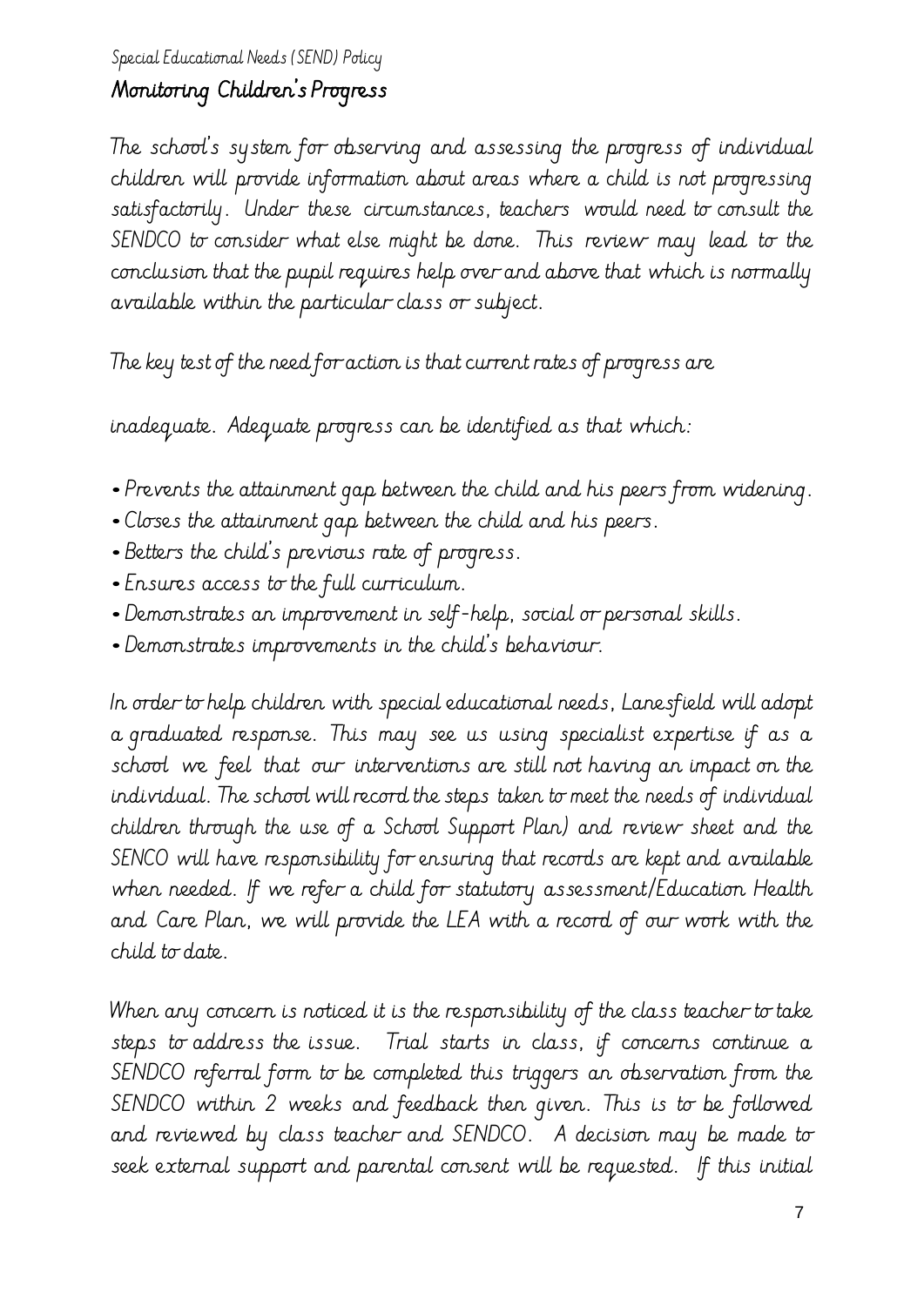## Monitoring Children's Progress

The school's system for observing and assessing the progress of individual children will provide information about areas where a child is not progressing satisfactorily. Under these circumstances, teachers would need to consult the SENDCO to consider what else might be done. This review may lead to the conclusion that the pupil requires help over and above that which is normally available within the particular class or subject.

The key test of the need for action is that current rates of progress are

inadequate. Adequate progress can be identified as that which:

- Prevents the attainment gap between the child and his peers from widening.
- Closes the attainment gap between the child and his peers.
- Betters the child's previous rate of progress.
- Ensures access to the full curriculum.
- Demonstrates an improvement in self-help, social or personal skills.
- Demonstrates improvements in the child's behaviour.

In order to help children with special educational needs, Lanesfield will adopt a graduated response. This may see us using specialist expertise if as a school we feel that our interventions are still not having an impact on the individual. The school will record the steps taken to meet the needs of individual children through the use of a School Support Plan) and review sheet and the SENCO will have responsibility for ensuring that records are kept and available when needed. If we refer a child for statutory assessment/Education Health and Care Plan, we will provide the LEA with a record of our work with the child to date.

When any concern is noticed it is the responsibility of the class teacher to take steps to address the issue. Trial starts in class, if concerns continue a SENDCO referral form to be completed this triggers an observation from the SENDCO within 2 weeks and feedback then given. This is to be followed and reviewed by class teacher and SENDCO. A decision may be made to seek external support and parental consent will be requested. If this initial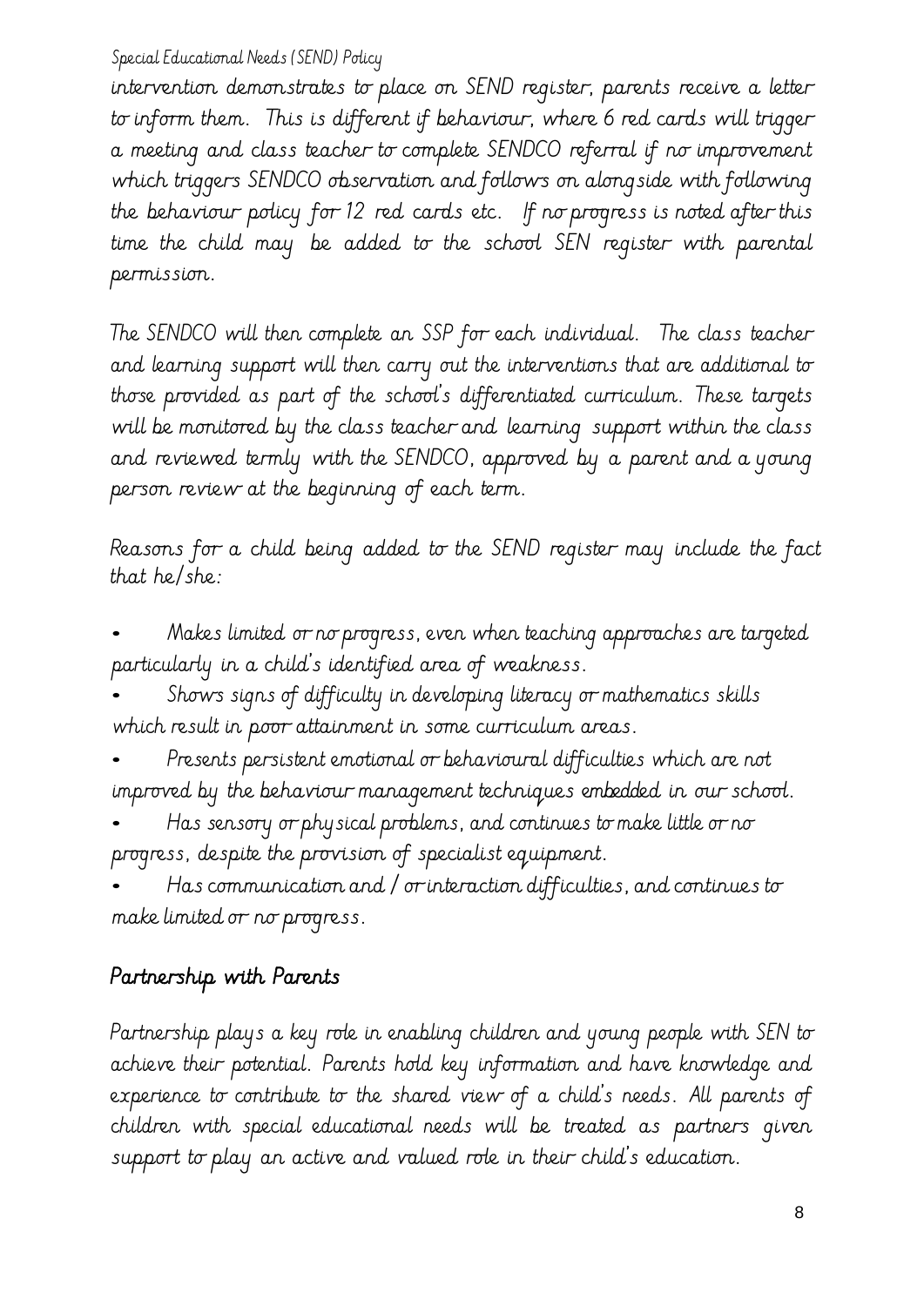intervention demonstrates to place on SEND register, parents receive a letter to inform them. This is different if behaviour, where 6 red cards will trigger a meeting and class teacher to complete SENDCO referral if no improvement which triggers SENDCO observation and follows on alongside with following the behaviour policy for 12 red cards etc. If no progress is noted after this time the child may be added to the school SEN register with parental permission.

The SENDCO will then complete an SSP for each individual. The class teacher and learning support will then carry out the interventions that are additional to those provided as part of the school's differentiated curriculum. These targets will be monitored by the class teacher and learning support within the class and reviewed termly with the SENDCO, approved by a parent and a young person review at the beginning of each term.

Reasons for a child being added to the SEND register may include the fact that he/she:

- Makes limited or no progress, even when teaching approaches are targeted particularly in a child's identified area of weakness.
- Shows signs of difficulty in developing literacy or mathematics skills which result in poor attainment in some curriculum areas.
- Presents persistent emotional or behavioural difficulties which are not improved by the behaviour management techniques embedded in our school.
- Has sensory or physical problems, and continues to make little or no progress, despite the provision of specialist equipment.
- Has communication and / or interaction difficulties, and continues to make limited or no progress.

## Partnership with Parents

Partnership plays a key role in enabling children and young people with SEN to achieve their potential. Parents hold key information and have knowledge and experience to contribute to the shared view of a child's needs. All parents of children with special educational needs will be treated as partners given support to play an active and valued role in their child's education.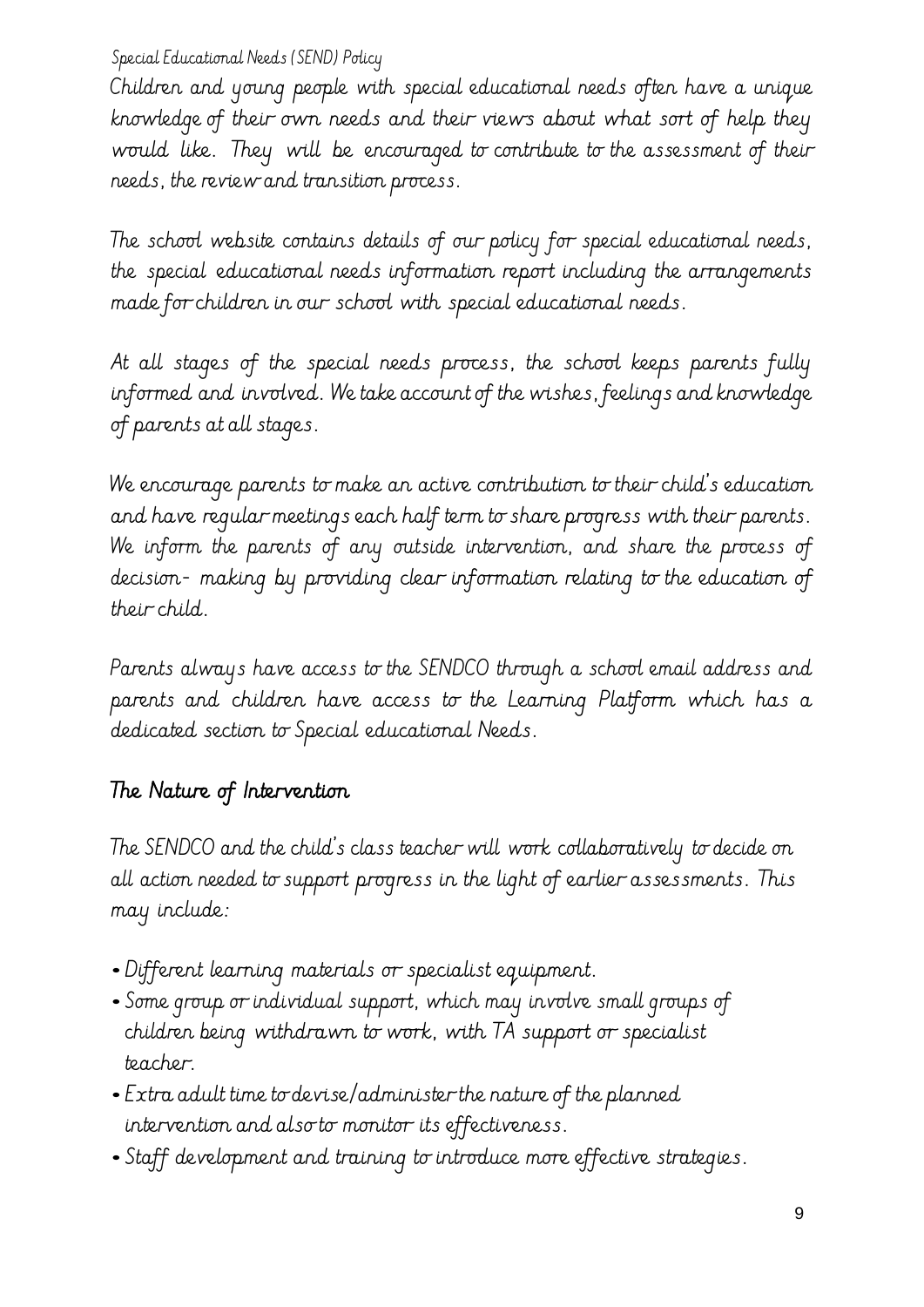Children and young people with special educational needs often have a unique knowledge of their own needs and their views about what sort of help they would like. They will be encouraged to contribute to the assessment of their needs, the review and transition process.

The school website contains details of our policy for special educational needs, the special educational needs information report including the arrangements made for children in our school with special educational needs.

At all stages of the special needs process, the school keeps parents fully informed and involved. We take account of the wishes, feelings and knowledge of parents at all stages.

We encourage parents to make an active contribution to their child's education and have regular meetings each half term to share progress with their parents. We inform the parents of any outside intervention, and share the process of decision- making by providing clear information relating to the education of their child.

Parents always have access to the SENDCO through a school email address and parents and children have access to the Learning Platform which has a dedicated section to Special educational Needs.

## The Nature of Intervention

The SENDCO and the child's class teacher will work collaboratively to decide on all action needed to support progress in the light of earlier assessments. This may include:

- Different learning materials or specialist equipment.
- Some group or individual support, which may involve small groups of children being withdrawn to work, with TA support or specialist teacher.
- Extra adult time to devise/administer the nature of the planned intervention and also to monitor its effectiveness.
- Staff development and training to introduce more effective strategies.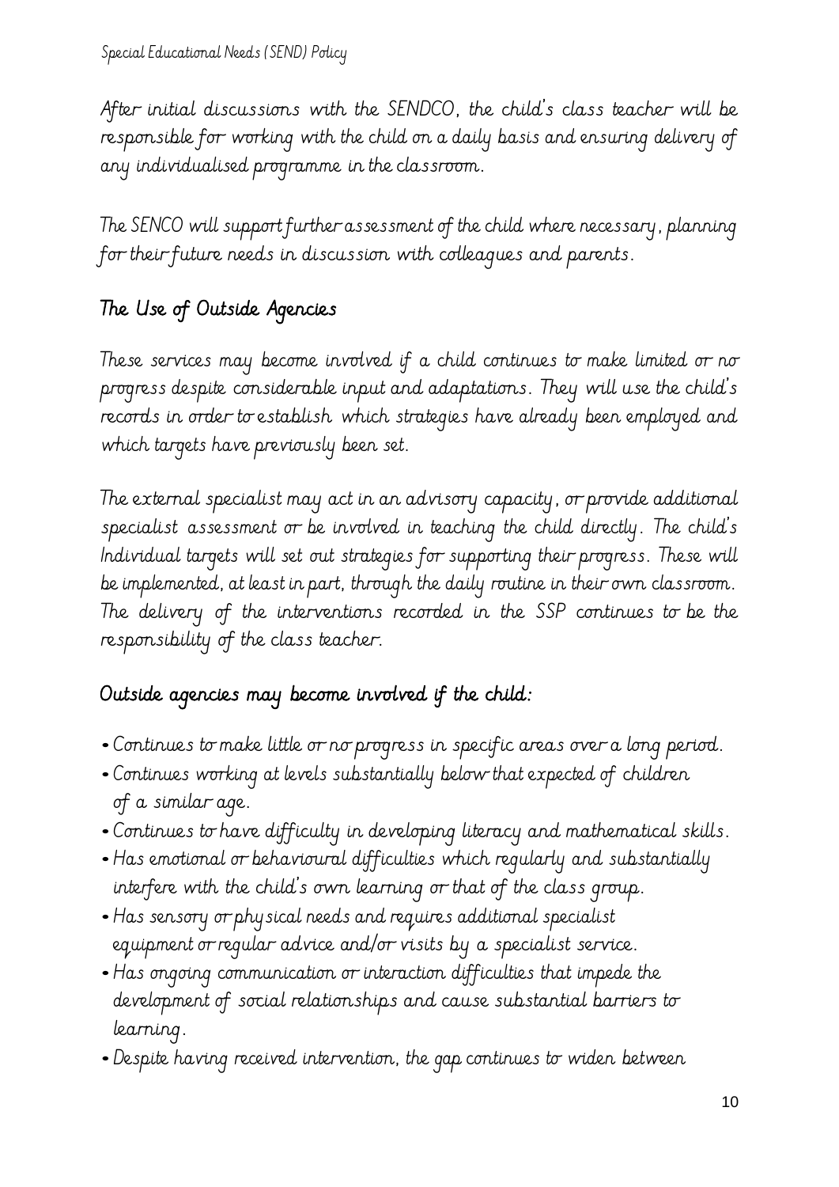After initial discussions with the SENDCO, the child's class teacher will be responsible for working with the child on a daily basis and ensuring delivery of any individualised programme in the classroom.

The SENCO will support further assessment of the child where necessary, planning for their future needs in discussion with colleagues and parents.

## The Use of Outside Agencies

These services may become involved if a child continues to make limited or no progress despite considerable input and adaptations. They will use the child's records in order to establish which strategies have already been employed and which targets have previously been set.

The external specialist may act in an advisory capacity, or provide additional specialist assessment or be involved in teaching the child directly. The child's Individual targets will set out strategies for supporting their progress. These will be implemented, at least in part, through the daily routine in their own classroom. The delivery of the interventions recorded in the SSP continues to be the responsibility of the class teacher.

## Outside agencies may become involved if the child:

- Continues to make little or no progress in specific areas over a long period.
- Continues working at levels substantially below that expected of children of a similar age.
- Continues to have difficulty in developing literacy and mathematical skills.
- Has emotional or behavioural difficulties which regularly and substantially interfere with the child's own learning or that of the class group.
- Has sensory or physical needs and requires additional specialist equipment or regular advice and/or visits by a specialist service.
- Has ongoing communication or interaction difficulties that impede the development of social relationships and cause substantial barriers to learning.
- Despite having received intervention, the gap continues to widen between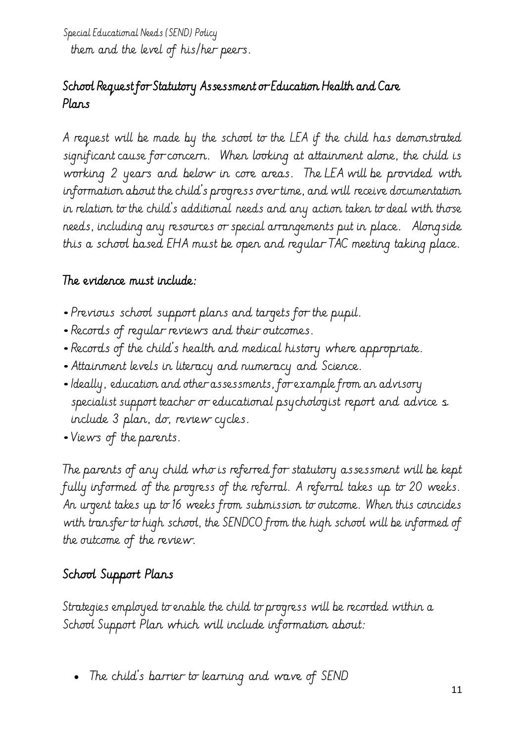them and the level of his/her peers.

## School Request for Statutory Assessment or Education Health and Care Plans

A request will be made by the school to the LEA if the child has demonstrated significant cause for concern. When looking at attainment alone, the child is working 2 years and below in core areas. The LEA will be provided with information about the child's progress over time, and will receive documentation in relation to the child's additional needs and any action taken to deal with those needs, including any resources or special arrangements put in place. Alongside this a school based EHA must be open and regular TAC meeting taking place.

### The evidence must include:

- Previous school support plans and targets for the pupil.
- Records of regular reviews and their outcomes.
- Records of the child's health and medical history where appropriate.
- Attainment levels in literacy and numeracy and Science.
- Ideally, education and other assessments, for example from an advisory specialist support teacher or educational psychologist report and advice s include 3 plan, do, review cycles.
- Views of the parents.

The parents of any child who is referred for statutory assessment will be kept fully informed of the progress of the referral. A referral takes up to 20 weeks. An urgent takes up to 16 weeks from submission to outcome. When this coincides with transfer to high school, the SENDCO from the high school will be informed of the outcome of the review.

## School Support Plans

Strategies employed to enable the child to progress will be recorded within a School Support Plan which will include information about:

- The child's barrier to learning and wave of SEND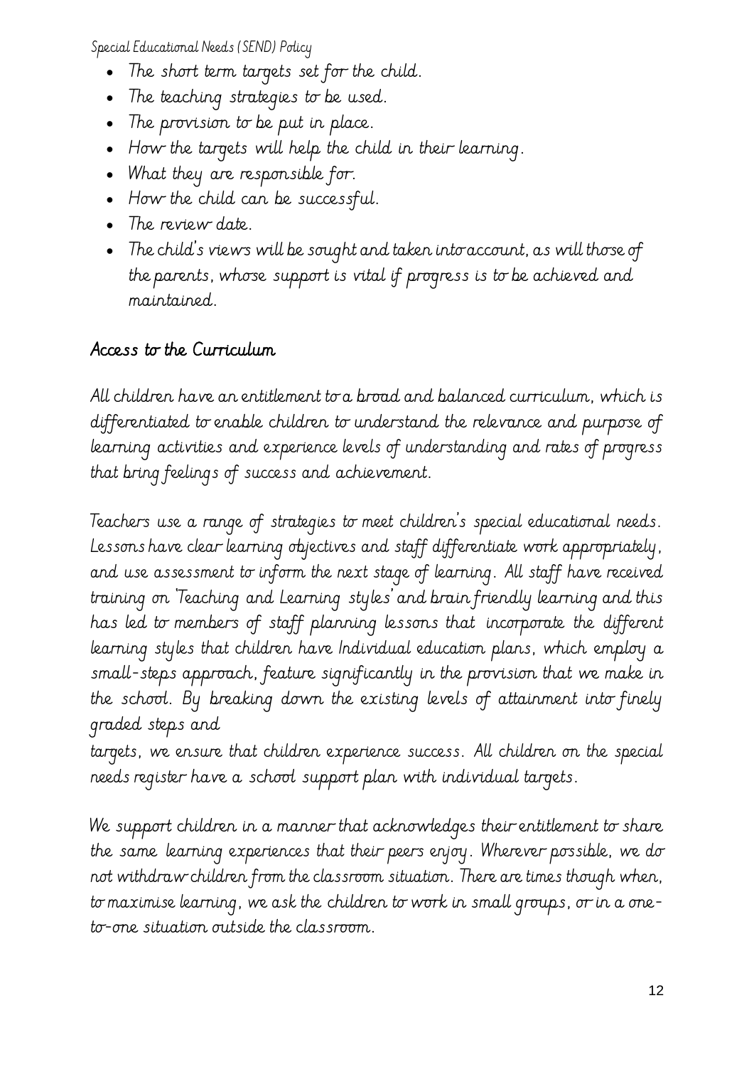- The short term targets set for the child.
- The teaching strategies to be used.
- The provision to be put in place.
- How the targets will help the child in their learning.
- What they are responsible for.
- How the child can be successful.
- The review date.
- The child's views will be sought and taken into account, as will those of the parents, whose support is vital if progress is to be achieved and maintained.

## Access to the Curriculum

All children have an entitlement to a broad and balanced curriculum, which is differentiated to enable children to understand the relevance and purpose of learning activities and experience levels of understanding and rates of progress that bring feelings of success and achievement.

Teachers use a range of strategies to meet children's special educational needs. Lessons have clear learning objectives and staff differentiate work appropriately, and use assessment to inform the next stage of learning. All staff have received training on 'Teaching and Learning styles' and brain friendly learning and this has led to members of staff planning lessons that incorporate the different learning styles that children have Individual education plans, which employ a small-steps approach, feature significantly in the provision that we make in the school. By breaking down the existing levels of attainment into finely graded steps and targets, we ensure that children experience success. All children on the special needs register have a school support plan with individual targets.

We support children in a manner that acknowledges their entitlement to share the same learning experiences that their peers enjoy. Wherever possible, we do not withdraw children from the classroom situation. There are times though when, to maximise learning, we ask the children to work in small groups, or in a one-to-one situation outside the classroom.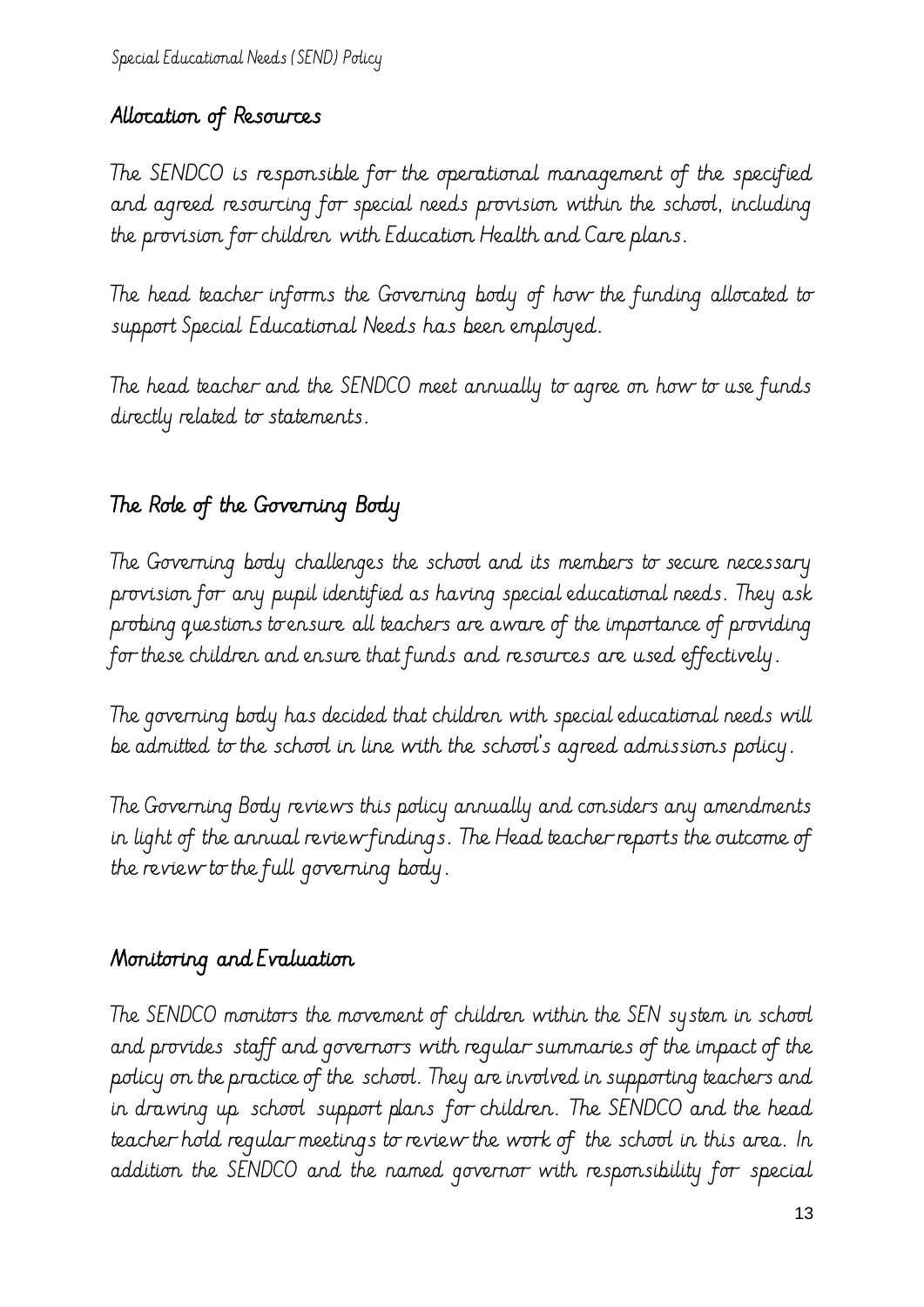## Allocation of Resources

The SENDCO is responsible for the operational management of the specified and agreed resourcing for special needs provision within the school, including the provision for children with Education Health and Care plans.

The head teacher informs the Governing body of how the funding allocated to support Special Educational Needs has been employed.

The head teacher and the SENDCO meet annually to agree on how to use funds directly related to statements.

## The Role of the Governing Body

The Governing body challenges the school and its members to secure necessary provision for any pupil identified as having special educational needs. They ask probing questions to ensure all teachers are aware of the importance of providing for these children and ensure that funds and resources are used effectively.

The governing body has decided that children with special educational needs will be admitted to the school in line with the school's agreed admissions policy.

The Governing Body reviews this policy annually and considers any amendments in light of the annual review findings. The Head teacher reports the outcome of the review to the full governing body.

## Monitoring and Evaluation

The SENDCO monitors the movement of children within the SEN system in school and provides staff and governors with regular summaries of the impact of the policy on the practice of the school. They are involved in supporting teachers and in drawing up school support plans for children. The SENDCO and the head teacher hold regular meetings to review the work of the school in this area. In addition the SENDCO and the named governor with responsibility for special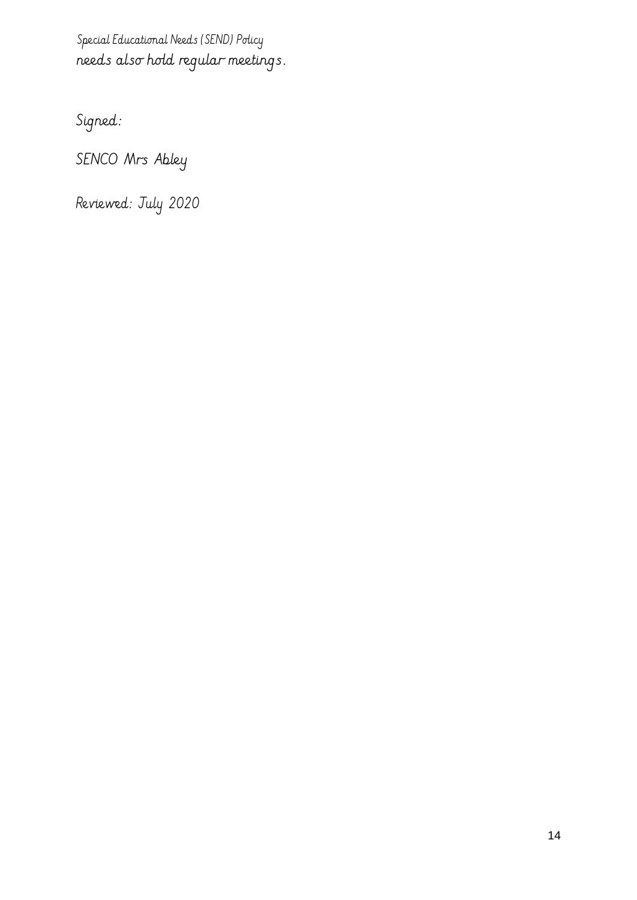needs also hold regular meetings.

Signed:

SENCO Mrs Abley

Reviewed: July 2020